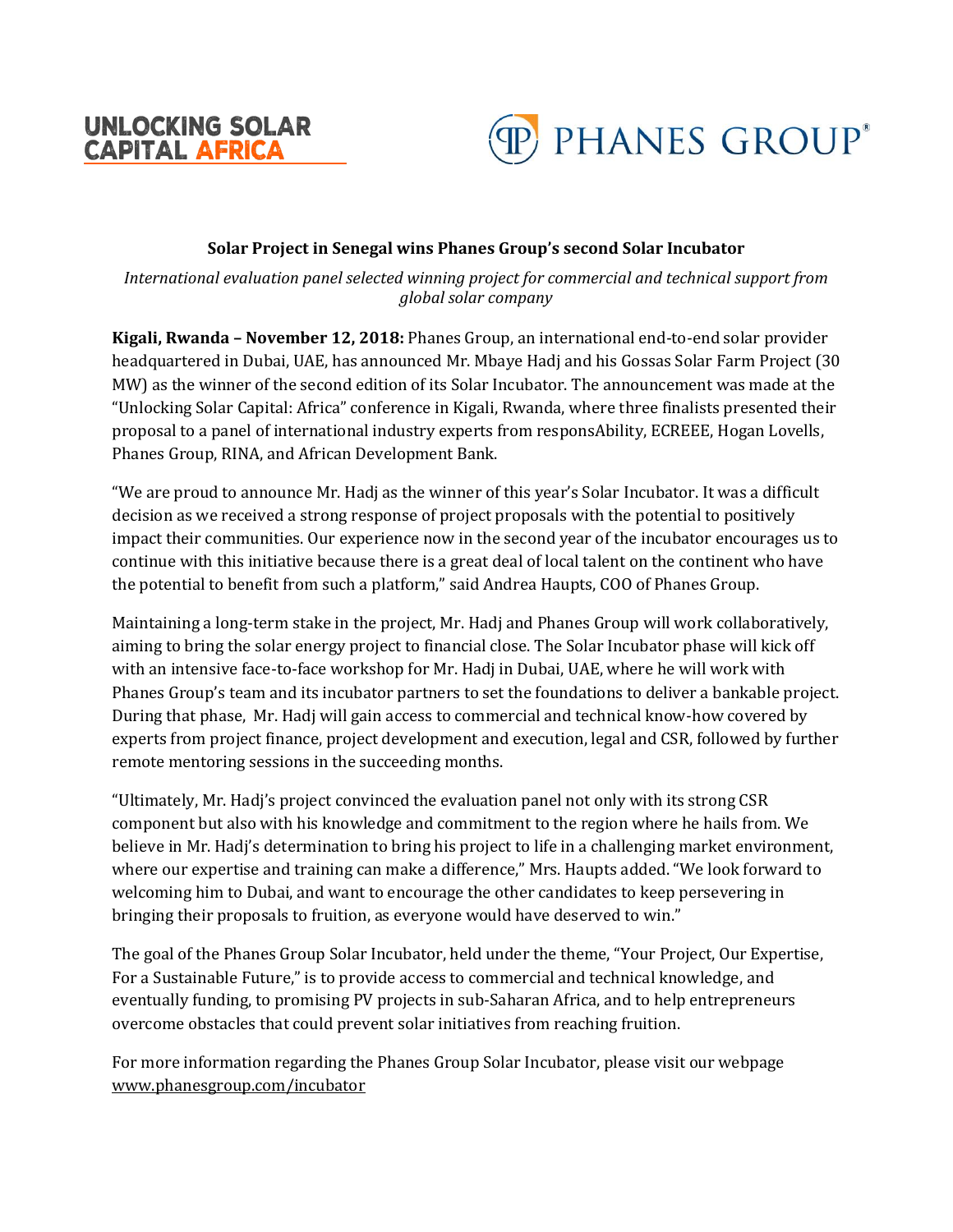UNLOCKING SOLAR CAPITAL AFRICA

PHANES GROUP®

## Solar Project in Senegal wins Phanes Group's second Solar Incubator

*International evaluation panel selected winning project for commercial and technical support from global solar company*

**Kigali, Rwanda – November 12, 2018:** Phanes Group, an international end-to-end solar provider headquartered in Dubai, UAE, has announced Mr. Mbaye Hadj and his Gossas Solar Farm Project (30 MW) as the winner of the second edition of its Solar Incubator. The announcement was made at the "Unlocking Solar Capital: Africa" conference in Kigali, Rwanda, where three finalists presented their proposal to a panel of international industry experts from responsAbility, ECREEE, Hogan Lovells, Phanes Group, RINA, and African Development Bank.

"We are proud to announce Mr. Hadj as the winner of this year's Solar Incubator. It was a difficult decision as we received a strong response of project proposals with the potential to positively impact their communities. Our experience now in the second year of the incubator encourages us to continue with this initiative because there is a great deal of local talent on the continent who have the potential to benefit from such a platform," said Andrea Haupts, COO of Phanes Group.

Maintaining a long-term stake in the project, Mr. Hadj and Phanes Group will work collaboratively, aiming to bring the solar energy project to financial close. The Solar Incubator phase will kick off with an intensive face-to-face workshop for Mr. Hadj in Dubai, UAE, where he will work with Phanes Group's team and its incubator partners to set the foundations to deliver a bankable project. During that phase, Mr. Hadj will gain access to commercial and technical know-how covered by experts from project finance, project development and execution, legal and CSR, followed by further remote mentoring sessions in the succeeding months.

"Ultimately, Mr. Hadj's project convinced the evaluation panel not only with its strong CSR component but also with his knowledge and commitment to the region where he hails from. We believe in Mr. Hadj's determination to bring his project to life in a challenging market environment, where our expertise and training can make a difference," Mrs. Haupts added. "We look forward to welcoming him to Dubai, and want to encourage the other candidates to keep persevering in bringing their proposals to fruition, as everyone would have deserved to win."

The goal of the Phanes Group Solar Incubator, held under the theme, "Your Project, Our Expertise, For a Sustainable Future," is to provide access to commercial and technical knowledge, and eventually funding, to promising PV projects in sub-Saharan Africa, and to help entrepreneurs overcome obstacles that could prevent solar initiatives from reaching fruition.

For more information regarding the Phanes Group Solar Incubator, please visit our webpage www.phanesgroup.com/incubator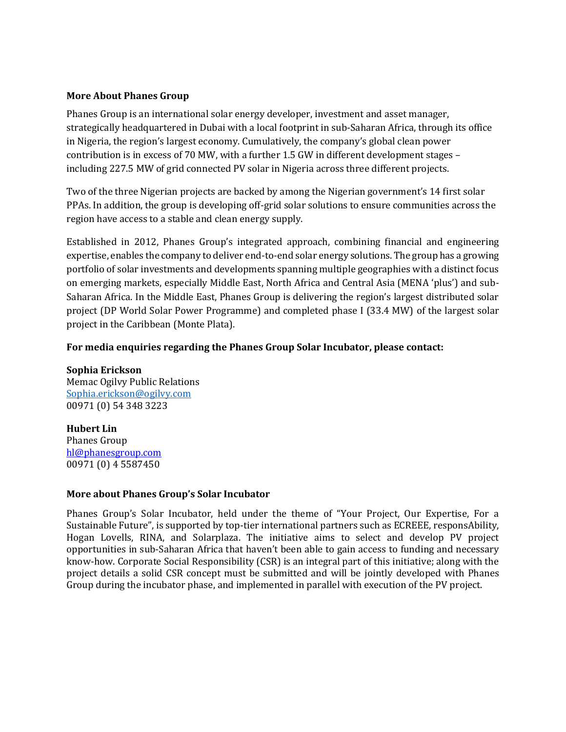**More About Phanes Group**

Phanes Group is an international solar energy developer, investment and asset manager, strategically headquartered in Dubai with a local footprint in sub-Saharan Africa, through its office in Nigeria, the region's largest economy. Cumulatively, the company's global clean power contribution is in excess of 70 MW, with a further 1.5 GW in different development stages – including 227.5 MW of grid connected PV solar in Nigeria across three different projects.

Two of the three Nigerian projects are backed by among the Nigerian government's 14 first solar PPAs. In addition, the group is developing off-grid solar solutions to ensure communities across the region have access to a stable and clean energy supply.

Established in 2012, Phanes Group's integrated approach, combining financial and engineering expertise, enables the company to deliver end-to-end solar energy solutions. The group has a growing portfolio of solar investments and developments spanning multiple geographies with a distinct focus on emerging markets, especially Middle East, North Africa and Central Asia (MENA 'plus') and sub-Saharan Africa. In the Middle East, Phanes Group is delivering the region's largest distributed solar project (DP World Solar Power Programme) and completed phase I (33.4 MW) of the largest solar project in the Caribbean (Monte Plata).

**For media enquiries regarding the Phanes Group Solar Incubator, please contact:**

**Sophia Erickson**
Memac Ogilvy Public Relations
Sophia.erickson@ogilvy.com
00971 (0) 54 348 3223

**Hubert Lin**
Phanes Group
hl@phanesgroup.com
00971 (0) 4 5587450

**More about Phanes Group's Solar Incubator**

Phanes Group's Solar Incubator, held under the theme of "Your Project, Our Expertise, For a Sustainable Future", is supported by top-tier international partners such as ECREEE, responsAbility, Hogan Lovells, RINA, and Solarplaza. The initiative aims to select and develop PV project opportunities in sub-Saharan Africa that haven't been able to gain access to funding and necessary know-how. Corporate Social Responsibility (CSR) is an integral part of this initiative; along with the project details a solid CSR concept must be submitted and will be jointly developed with Phanes Group during the incubator phase, and implemented in parallel with execution of the PV project.